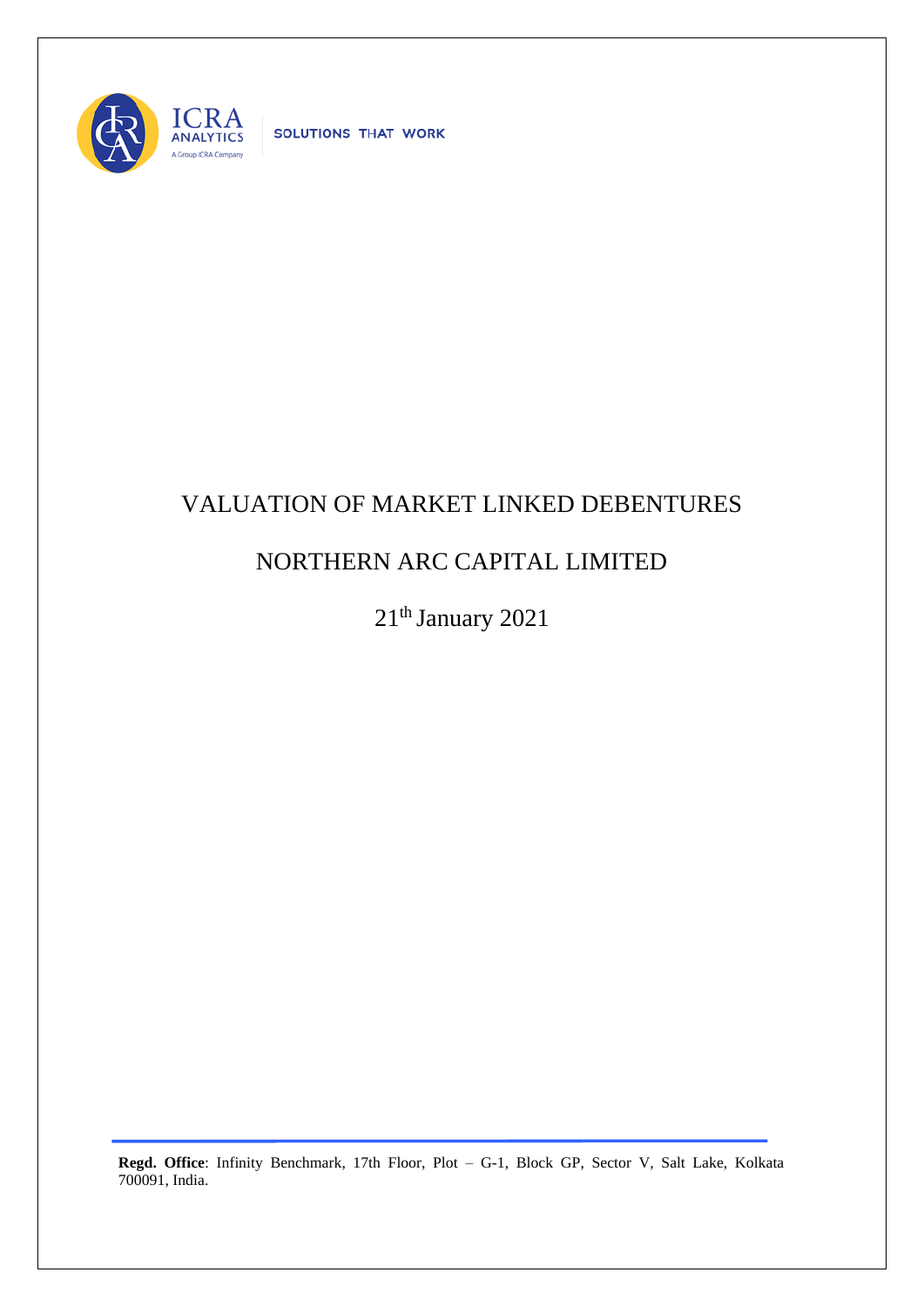# VALUATION OF MARKET LINKED DEBENTURES

## NORTHERN ARC CAPITAL LIMITED

21th January 2021

**Regd. Office**: Infinity Benchmark, 17th Floor, Plot – G-1, Block GP, Sector V, Salt Lake, Kolkata 700091, India.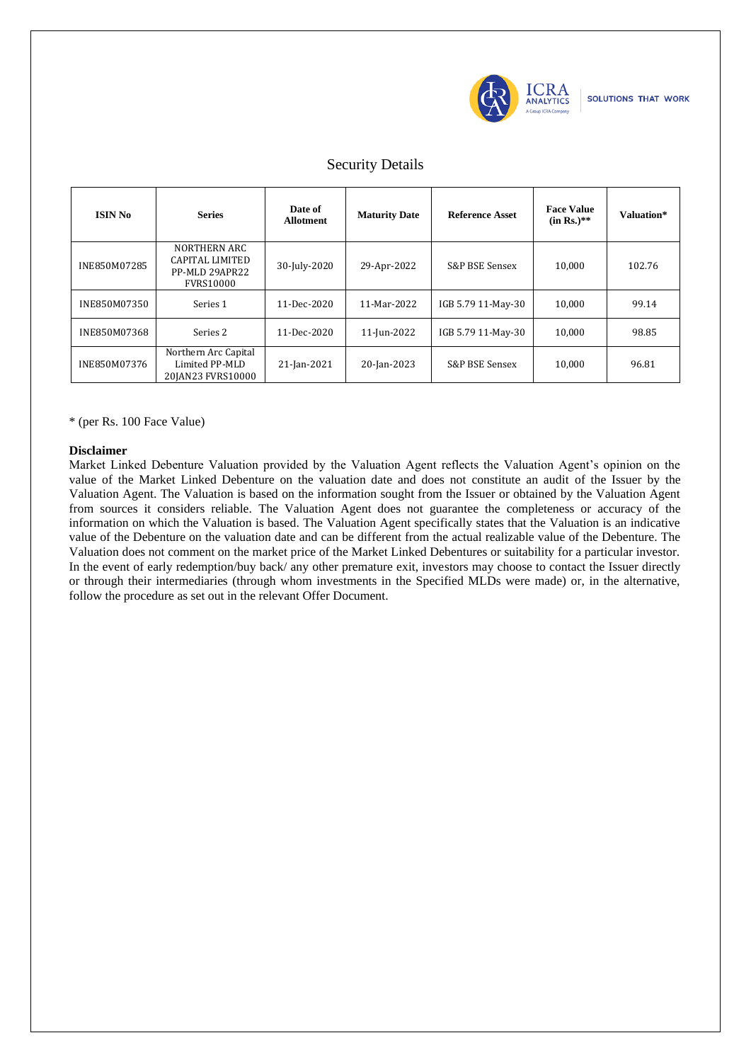## Security Details

| ISIN No | Series | Date of Allotment | Maturity Date | Reference Asset | Face Value (in Rs.)** | Valuation* |
|---|---|---|---|---|---|---|
| INE850M07285 | NORTHERN ARC CAPITAL LIMITED PP-MLD 29APR22 FVRS10000 | 30-July-2020 | 29-Apr-2022 | S&P BSE Sensex | 10,000 | 102.76 |
| INE850M07350 | Series 1 | 11-Dec-2020 | 11-Mar-2022 | IGB 5.79 11-May-30 | 10,000 | 99.14 |
| INE850M07368 | Series 2 | 11-Dec-2020 | 11-Jun-2022 | IGB 5.79 11-May-30 | 10,000 | 98.85 |
| INE850M07376 | Northern Arc Capital Limited PP-MLD 20JAN23 FVRS10000 | 21-Jan-2021 | 20-Jan-2023 | S&P BSE Sensex | 10,000 | 96.81 |

* (per Rs. 100 Face Value)

**Disclaimer**

Market Linked Debenture Valuation provided by the Valuation Agent reflects the Valuation Agent's opinion on the value of the Market Linked Debenture on the valuation date and does not constitute an audit of the Issuer by the Valuation Agent. The Valuation is based on the information sought from the Issuer or obtained by the Valuation Agent from sources it considers reliable. The Valuation Agent does not guarantee the completeness or accuracy of the information on which the Valuation is based. The Valuation Agent specifically states that the Valuation is an indicative value of the Debenture on the valuation date and can be different from the actual realizable value of the Debenture. The Valuation does not comment on the market price of the Market Linked Debentures or suitability for a particular investor. In the event of early redemption/buy back/ any other premature exit, investors may choose to contact the Issuer directly or through their intermediaries (through whom investments in the Specified MLDs were made) or, in the alternative, follow the procedure as set out in the relevant Offer Document.